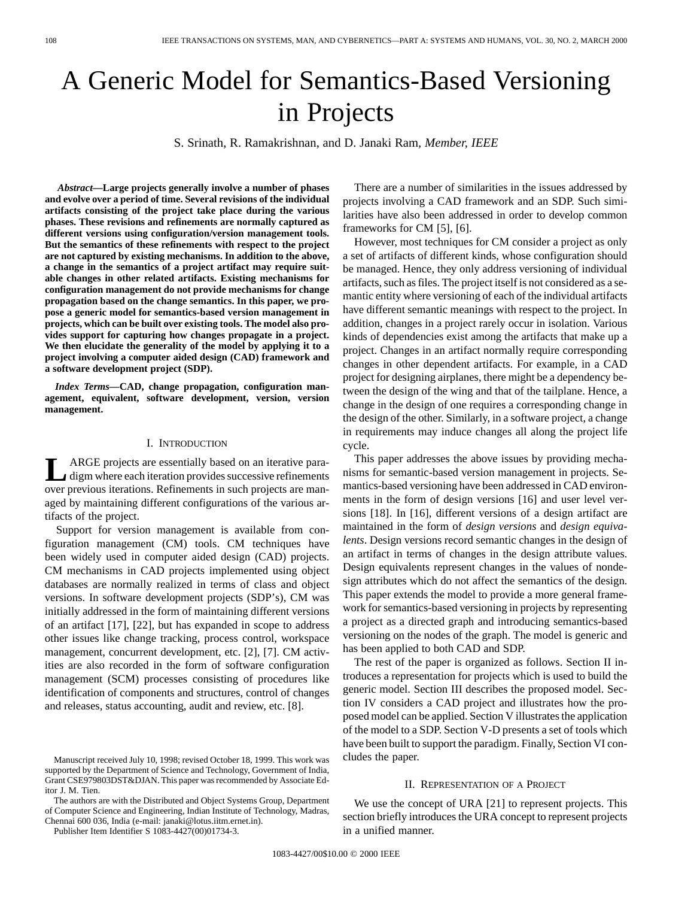# A Generic Model for Semantics-Based Versioning in Projects

S. Srinath, R. Ramakrishnan, and D. Janaki Ram, *Member, IEEE*

***Abstract*—Large projects generally involve a number of phases and evolve over a period of time. Several revisions of the individual artifacts consisting of the project take place during the various phases. These revisions and refinements are normally captured as different versions using configuration/version management tools. But the semantics of these refinements with respect to the project are not captured by existing mechanisms. In addition to the above, a change in the semantics of a project artifact may require suitable changes in other related artifacts. Existing mechanisms for configuration management do not provide mechanisms for change propagation based on the change semantics. In this paper, we propose a generic model for semantics-based version management in projects, which can be built over existing tools. The model also provides support for capturing how changes propagate in a project. We then elucidate the generality of the model by applying it to a project involving a computer aided design (CAD) framework and a software development project (SDP).**

***Index Terms*—CAD, change propagation, configuration management, equivalent, software development, version, version management.**

## I. Introduction

Large projects are essentially based on an iterative paradigm where each iteration provides successive refinements over previous iterations. Refinements in such projects are managed by maintaining different configurations of the various artifacts of the project.

Support for version management is available from configuration management (CM) tools. CM techniques have been widely used in computer aided design (CAD) projects. CM mechanisms in CAD projects implemented using object databases are normally realized in terms of class and object versions. In software development projects (SDP's), CM was initially addressed in the form of maintaining different versions of an artifact [17], [22], but has expanded in scope to address other issues like change tracking, process control, workspace management, concurrent development, etc. [2], [7]. CM activities are also recorded in the form of software configuration management (SCM) processes consisting of procedures like identification of components and structures, control of changes and releases, status accounting, audit and review, etc. [8].

There are a number of similarities in the issues addressed by projects involving a CAD framework and an SDP. Such similarities have also been addressed in order to develop common frameworks for CM [5], [6].

However, most techniques for CM consider a project as only a set of artifacts of different kinds, whose configuration should be managed. Hence, they only address versioning of individual artifacts, such as files. The project itself is not considered as a semantic entity where versioning of each of the individual artifacts have different semantic meanings with respect to the project. In addition, changes in a project rarely occur in isolation. Various kinds of dependencies exist among the artifacts that make up a project. Changes in an artifact normally require corresponding changes in other dependent artifacts. For example, in a CAD project for designing airplanes, there might be a dependency between the design of the wing and that of the tailplane. Hence, a change in the design of one requires a corresponding change in the design of the other. Similarly, in a software project, a change in requirements may induce changes all along the project life cycle.

This paper addresses the above issues by providing mechanisms for semantic-based version management in projects. Semantics-based versioning have been addressed in CAD environments in the form of design versions [16] and user level versions [18]. In [16], different versions of a design artifact are maintained in the form of *design versions* and *design equivalents*. Design versions record semantic changes in the design of an artifact in terms of changes in the design attribute values. Design equivalents represent changes in the values of nondesign attributes which do not affect the semantics of the design. This paper extends the model to provide a more general framework for semantics-based versioning in projects by representing a project as a directed graph and introducing semantics-based versioning on the nodes of the graph. The model is generic and has been applied to both CAD and SDP.

The rest of the paper is organized as follows. Section II introduces a representation for projects which is used to build the generic model. Section III describes the proposed model. Section IV considers a CAD project and illustrates how the proposed model can be applied. Section V illustrates the application of the model to a SDP. Section V-D presents a set of tools which have been built to support the paradigm. Finally, Section VI concludes the paper.

## II. Representation of a Project

We use the concept of URA [21] to represent projects. This section briefly introduces the URA concept to represent projects in a unified manner.

---

Manuscript received July 10, 1998; revised October 18, 1999. This work was supported by the Department of Science and Technology, Government of India, Grant CSE979803DST&DJAN. This paper was recommended by Associate Editor J. M. Tien.

The authors are with the Distributed and Object Systems Group, Department of Computer Science and Engineering, Indian Institute of Technology, Madras, Chennai 600 036, India (e-mail: janaki@lotus.iitm.ernet.in).

Publisher Item Identifier S 1083-4427(00)01734-3.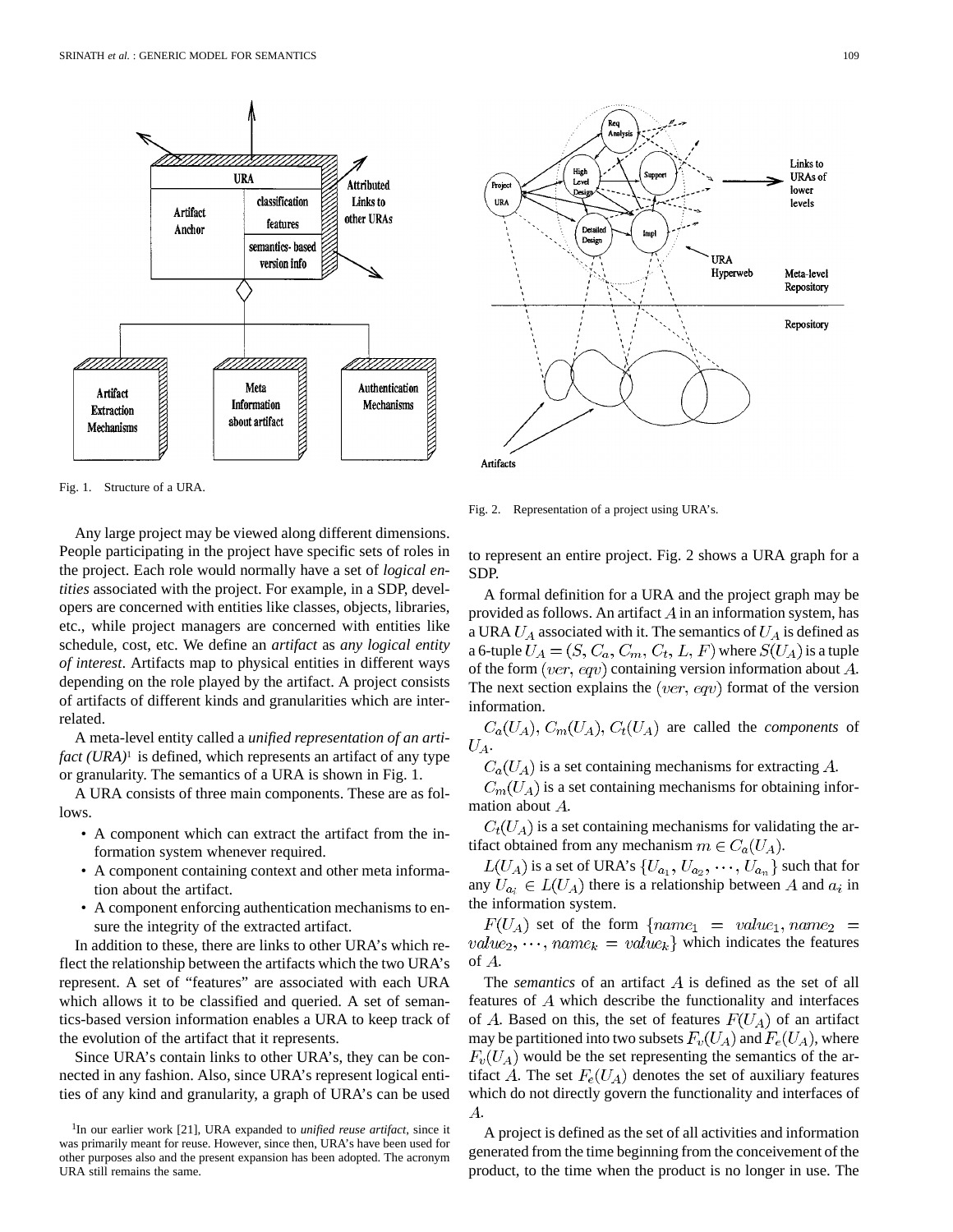Fig. 1. Structure of a URA.

Fig. 2. Representation of a project using URA's.

Any large project may be viewed along different dimensions. People participating in the project have specific sets of roles in the project. Each role would normally have a set of *logical entities* associated with the project. For example, in a SDP, developers are concerned with entities like classes, objects, libraries, etc., while project managers are concerned with entities like schedule, cost, etc. We define an *artifact* as *any logical entity of interest*. Artifacts map to physical entities in different ways depending on the role played by the artifact. A project consists of artifacts of different kinds and granularities which are interrelated.

A meta-level entity called a *unified representation of an artifact (URA)*[1] is defined, which represents an artifact of any type or granularity. The semantics of a URA is shown in Fig. 1.

A URA consists of three main components. These are as follows.

- A component which can extract the artifact from the information system whenever required.
- A component containing context and other meta information about the artifact.
- A component enforcing authentication mechanisms to ensure the integrity of the extracted artifact.

In addition to these, there are links to other URA's which reflect the relationship between the artifacts which the two URA's represent. A set of "features" are associated with each URA which allows it to be classified and queried. A set of semantics-based version information enables a URA to keep track of the evolution of the artifact that it represents.

Since URA's contain links to other URA's, they can be connected in any fashion. Also, since URA's represent logical entities of any kind and granularity, a graph of URA's can be used to represent an entire project. Fig. 2 shows a URA graph for a SDP.

A formal definition for a URA and the project graph may be provided as follows. An artifact $A$ in an information system, has a URA $U_A$ associated with it. The semantics of $U_A$ is defined as a 6-tuple $U_A = (S, C_a, C_m, C_t, L, F)$ where $S(U_A)$ is a tuple of the form $(ver, eqv)$ containing version information about $A$. The next section explains the $(ver, eqv)$ format of the version information.

$C_a(U_A)$, $C_m(U_A)$, $C_t(U_A)$ are called the *components* of $U_A$.

$C_a(U_A)$ is a set containing mechanisms for extracting $A$.

$C_m(U_A)$ is a set containing mechanisms for obtaining information about $A$.

$C_t(U_A)$ is a set containing mechanisms for validating the artifact obtained from any mechanism $m \in C_a(U_A)$.

$L(U_A)$ is a set of URA's $\{U_{a_1}, U_{a_2}, \cdots, U_{a_n}\}$ such that for any $U_{a_i} \in L(U_A)$ there is a relationship between $A$ and $a_i$ in the information system.

$F(U_A)$ set of the form $\{name_1 = value_1, name_2 = value_2, \cdots, name_k = value_k\}$ which indicates the features of $A$.

The *semantics* of an artifact $A$ is defined as the set of all features of $A$ which describe the functionality and interfaces of $A$. Based on this, the set of features $F(U_A)$ of an artifact may be partitioned into two subsets $F_v(U_A)$ and $F_e(U_A)$, where $F_v(U_A)$ would be the set representing the semantics of the artifact $A$. The set $F_e(U_A)$ denotes the set of auxiliary features which do not directly govern the functionality and interfaces of $A$.

A project is defined as the set of all activities and information generated from the time beginning from the conceivement of the product, to the time when the product is no longer in use. The

[1] In our earlier work [21], URA expanded to *unified reuse artifact*, since it was primarily meant for reuse. However, since then, URA's have been used for other purposes also and the present expansion has been adopted. The acronym URA still remains the same.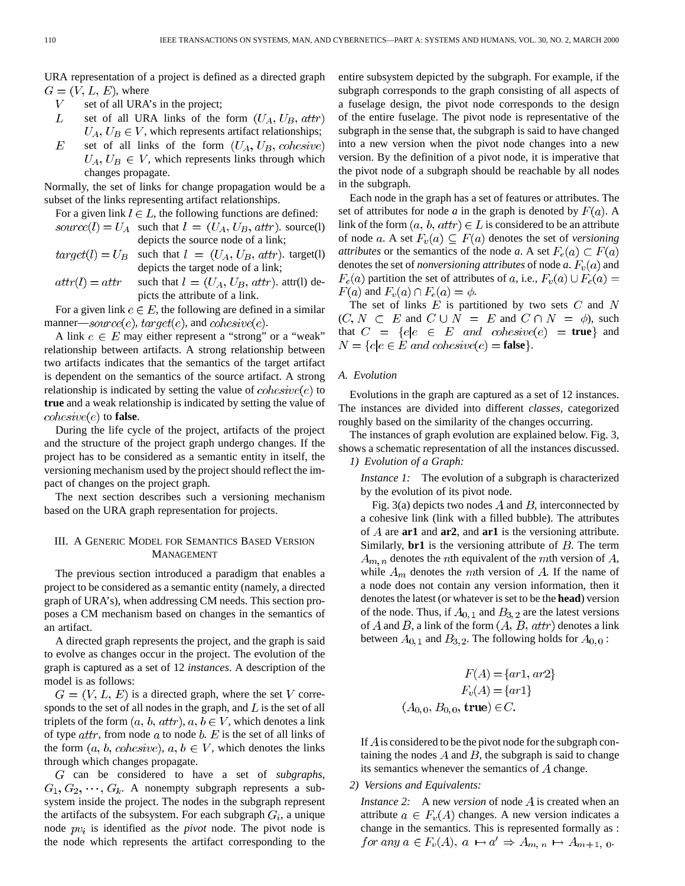URA representation of a project is defined as a directed graph $G = (V, L, E)$, where

- $V$ set of all URA's in the project;
- $L$ set of all URA links of the form $(U_A, U_B, attr)$ $U_A, U_B \in V$, which represents artifact relationships;
- $E$ set of all links of the form $(U_A, U_B, cohesive)$ $U_A, U_B \in V$, which represents links through which changes propagate.

Normally, the set of links for change propagation would be a subset of the links representing artifact relationships.

For a given link $l \in L$, the following functions are defined:

- $source(l) = U_A$ such that $l = (U_A, U_B, attr)$. source(l) depicts the source node of a link;
- $target(l) = U_B$ such that $l = (U_A, U_B, attr)$. target(l) depicts the target node of a link;
- $attr(l) = attr$ such that $l = (U_A, U_B, attr)$. attr(l) depicts the attribute of a link.

For a given link $e \in E$, the following are defined in a similar manner—$source(e)$, $target(e)$, and $cohesive(e)$.

A link $e \in E$ may either represent a "strong" or a "weak" relationship between artifacts. A strong relationship between two artifacts indicates that the semantics of the target artifact is dependent on the semantics of the source artifact. A strong relationship is indicated by setting the value of $cohesive(e)$ to **true** and a weak relationship is indicated by setting the value of $cohesive(e)$ to **false**.

During the life cycle of the project, artifacts of the project and the structure of the project graph undergo changes. If the project has to be considered as a semantic entity in itself, the versioning mechanism used by the project should reflect the impact of changes on the project graph.

The next section describes such a versioning mechanism based on the URA graph representation for projects.

## III. A Generic Model for Semantics Based Version Management

The previous section introduced a paradigm that enables a project to be considered as a semantic entity (namely, a directed graph of URA's), when addressing CM needs. This section proposes a CM mechanism based on changes in the semantics of an artifact.

A directed graph represents the project, and the graph is said to evolve as changes occur in the project. The evolution of the graph is captured as a set of 12 *instances*. A description of the model is as follows:

$G = (V, L, E)$ is a directed graph, where the set $V$ corresponds to the set of all nodes in the graph, and $L$ is the set of all triplets of the form $(a, b, attr)$, $a, b \in V$, which denotes a link of type $attr$, from node $a$ to node $b$. $E$ is the set of all links of the form $(a, b, cohesive)$, $a, b \in V$, which denotes the links through which changes propagate.

$G$ can be considered to have a set of *subgraphs*, $G_1, G_2, \cdots, G_k$. A nonempty subgraph represents a subsystem inside the project. The nodes in the subgraph represent the artifacts of the subsystem. For each subgraph $G_i$, a unique node $pv_i$ is identified as the *pivot* node. The pivot node is the node which represents the artifact corresponding to the entire subsystem depicted by the subgraph. For example, if the subgraph corresponds to the graph consisting of all aspects of a fuselage design, the pivot node corresponds to the design of the entire fuselage. The pivot node is representative of the subgraph in the sense that, the subgraph is said to have changed into a new version when the pivot node changes into a new version. By the definition of a pivot node, it is imperative that the pivot node of a subgraph should be reachable by all nodes in the subgraph.

Each node in the graph has a set of features or attributes. The set of attributes for node *a* in the graph is denoted by $F(a)$. A link of the form $(a, b, attr) \in L$ is considered to be an attribute of node $a$. A set $F_v(a) \subseteq F(a)$ denotes the set of *versioning attributes* or the semantics of the node *a*. A set $F_e(a) \subset F(a)$ denotes the set of *nonversioning attributes* of node *a*. $F_v(a)$ and $F_e(a)$ partition the set of attributes of $a$, i.e., $F_v(a) \cup F_e(a) = F(a)$ and $F_v(a) \cap F_e(a) = \phi$.

The set of links $E$ is partitioned by two sets $C$ and $N$ ($C, N \subset E$ and $C \cup N = E$ and $C \cap N = \phi$), such that $C = \{e | e \in E \text{ and } cohesive(e) = \textbf{true}\}$ and $N = \{e | e \in E \text{ and } cohesive(e) = \textbf{false}\}$.

### A. Evolution

Evolutions in the graph are captured as a set of 12 instances. The instances are divided into different *classes*, categorized roughly based on the similarity of the changes occurring.

The instances of graph evolution are explained below. Fig. 3, shows a schematic representation of all the instances discussed.

#### 1) Evolution of a Graph:

*Instance 1:* The evolution of a subgraph is characterized by the evolution of its pivot node.

Fig. 3(a) depicts two nodes $A$ and $B$, interconnected by a cohesive link (link with a filled bubble). The attributes of $A$ are **ar1** and **ar2**, and **ar1** is the versioning attribute. Similarly, **br1** is the versioning attribute of $B$. The term $A_{m,n}$ denotes the $n$th equivalent of the $m$th version of $A$, while $A_m$ denotes the $m$th version of $A$. If the name of a node does not contain any version information, then it denotes the latest (or whatever is set to be the **head**) version of the node. Thus, if $A_{0,1}$ and $B_{3,2}$ are the latest versions of $A$ and $B$, a link of the form $(A, B, attr)$ denotes a link between $A_{0,1}$ and $B_{3,2}$. The following holds for $A_{0,0}$ :

$$F(A) = \{ar1, ar2\}$$
$$F_v(A) = \{ar1\}$$
$$(A_{0,0}, B_{0,0}, \textbf{true}) \in C.$$

If $A$ is considered to be the pivot node for the subgraph containing the nodes $A$ and $B$, the subgraph is said to change its semantics whenever the semantics of $A$ change.

#### 2) Versions and Equivalents:

*Instance 2:* A new *version* of node $A$ is created when an attribute $a \in F_v(A)$ changes. A new version indicates a change in the semantics. This is represented formally as : $\textit{for any } a \in F_v(A),\ a \mapsto a' \Rightarrow A_{m,n} \mapsto A_{m+1,0}$.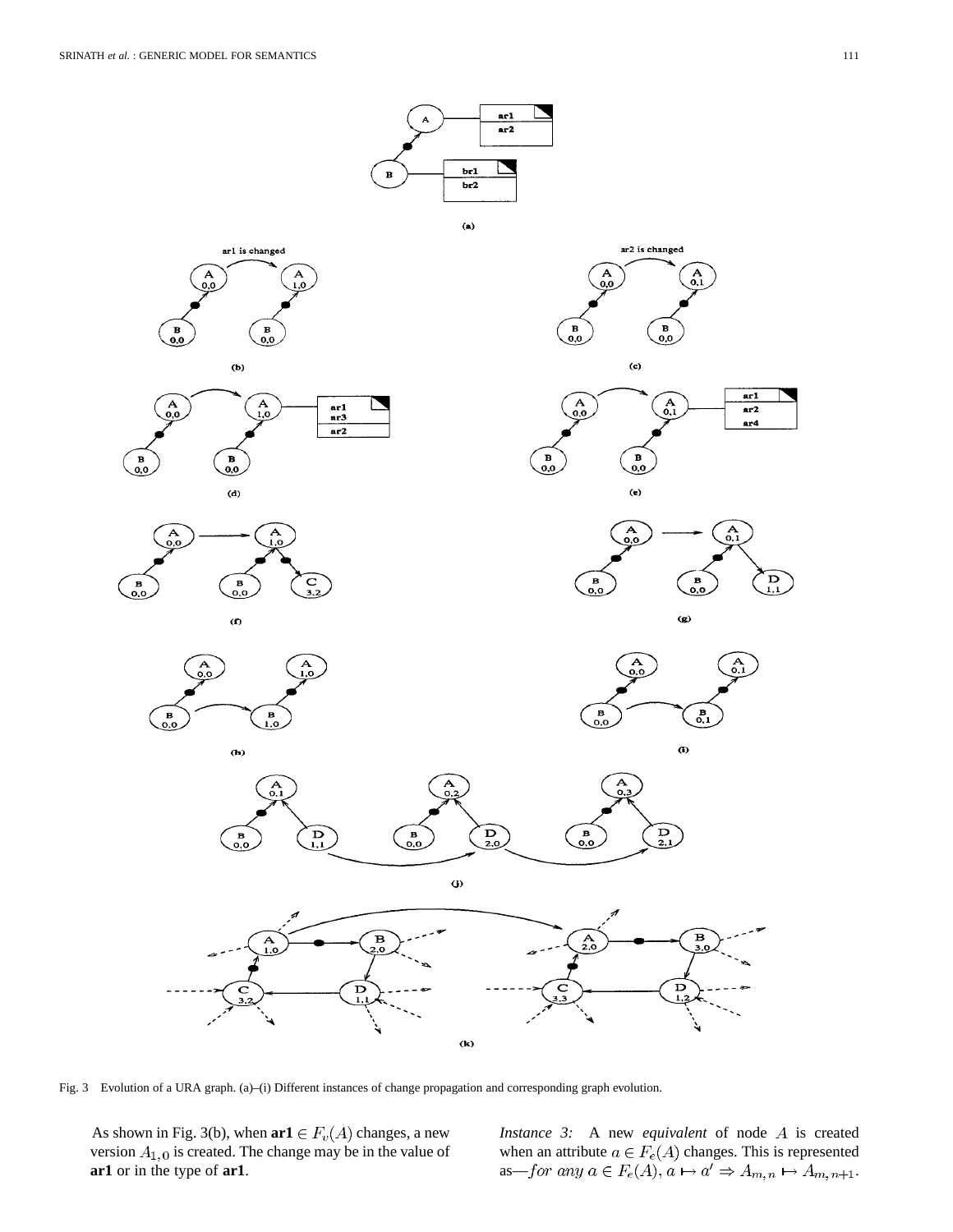Fig. 3 Evolution of a URA graph. (a)–(i) Different instances of change propagation and corresponding graph evolution.

As shown in Fig. 3(b), when **ar1** $\in F_v(A)$ changes, a new version $A_{1,0}$ is created. The change may be in the value of **ar1** or in the type of **ar1**.

*Instance 3:* A new *equivalent* of node $A$ is created when an attribute $a \in F_e(A)$ changes. This is represented as—*for any* $a \in F_e(A)$, $a \mapsto a' \Rightarrow A_{m,n} \mapsto A_{m,n+1}$.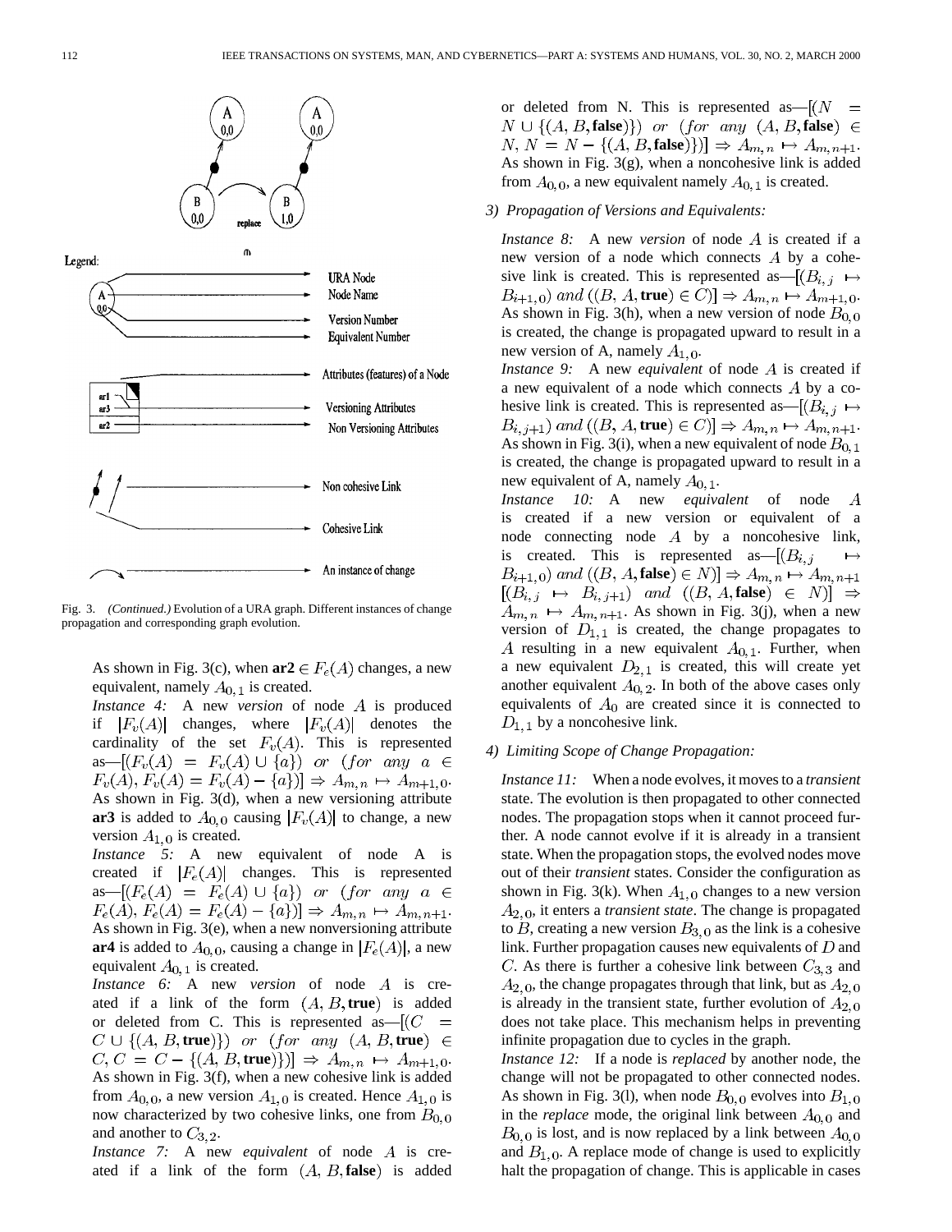Fig. 3. *(Continued.)* Evolution of a URA graph. Different instances of change propagation and corresponding graph evolution.

As shown in Fig. 3(c), when **ar2** $\in F_e(A)$ changes, a new equivalent, namely $A_{0,1}$ is created.

*Instance 4:* A new *version* of node $A$ is produced if $|F_v(A)|$ changes, where $|F_v(A)|$ denotes the cardinality of the set $F_v(A)$. This is represented as—$[(F_v(A) = F_v(A) \cup \{a\})$ *or* $(for\ any\ a \in F_v(A), F_v(A) = F_v(A) - \{a\})] \Rightarrow A_{m,n} \mapsto A_{m+1,0}$. As shown in Fig. 3(d), when a new versioning attribute **ar3** is added to $A_{0,0}$ causing $|F_v(A)|$ to change, a new version $A_{1,0}$ is created.

*Instance 5:* A new equivalent of node A is created if $|F_e(A)|$ changes. This is represented as—$[(F_e(A) = F_e(A) \cup \{a\})$ *or* $(for\ any\ a \in F_e(A), F_e(A) = F_e(A) - \{a\})] \Rightarrow A_{m,n} \mapsto A_{m,n+1}$. As shown in Fig. 3(e), when a new nonversioning attribute **ar4** is added to $A_{0,0}$, causing a change in $|F_e(A)|$, a new equivalent $A_{0,1}$ is created.

*Instance 6:* A new *version* of node $A$ is created if a link of the form $(A, B, \textbf{true})$ is added or deleted from C. This is represented as—$[(C = C \cup \{(A, B, \textbf{true})\})$ *or* $(for\ any\ (A, B, \textbf{true}) \in C, C = C - \{(A, B, \textbf{true})\})] \Rightarrow A_{m,n} \mapsto A_{m+1,0}$. As shown in Fig. 3(f), when a new cohesive link is added from $A_{0,0}$, a new version $A_{1,0}$ is created. Hence $A_{1,0}$ is now characterized by two cohesive links, one from $B_{0,0}$ and another to $C_{3,2}$.

*Instance 7:* A new *equivalent* of node $A$ is created if a link of the form $(A, B, \textbf{false})$ is added or deleted from N. This is represented as—$[(N = N \cup \{(A, B, \textbf{false})\})$ *or* $(for\ any\ (A, B, \textbf{false}) \in N, N = N - \{(A, B, \textbf{false})\})] \Rightarrow A_{m,n} \mapsto A_{m,n+1}$. As shown in Fig. 3(g), when a noncohesive link is added from $A_{0,0}$, a new equivalent namely $A_{0,1}$ is created.

### 3) Propagation of Versions and Equivalents:

*Instance 8:* A new *version* of node $A$ is created if a new version of a node which connects $A$ by a cohesive link is created. This is represented as—$[(B_{i,j} \mapsto B_{i+1,0})$ *and* $((B, A, \textbf{true}) \in C)] \Rightarrow A_{m,n} \mapsto A_{m+1,0}$. As shown in Fig. 3(h), when a new version of node $B_{0,0}$ is created, the change is propagated upward to result in a new version of A, namely $A_{1,0}$.

*Instance 9:* A new *equivalent* of node $A$ is created if a new equivalent of a node which connects $A$ by a cohesive link is created. This is represented as—$[(B_{i,j} \mapsto B_{i,j+1})$ *and* $((B, A, \textbf{true}) \in C)] \Rightarrow A_{m,n} \mapsto A_{m,n+1}$. As shown in Fig. 3(i), when a new equivalent of node $B_{0,1}$ is created, the change is propagated upward to result in a new equivalent of A, namely $A_{0,1}$.

*Instance 10:* A new *equivalent* of node $A$ is created if a new version or equivalent of a node connecting node $A$ by a noncohesive link, is created. This is represented as—$[(B_{i,j} \mapsto B_{i+1,0})$ *and* $((B, A, \textbf{false}) \in N)] \Rightarrow A_{m,n} \mapsto A_{m,n+1}$ $[(B_{i,j} \mapsto B_{i,j+1})$ *and* $((B, A, \textbf{false}) \in N)] \Rightarrow A_{m,n} \mapsto A_{m,n+1}$. As shown in Fig. 3(j), when a new version of $D_{1,1}$ is created, the change propagates to $A$ resulting in a new equivalent $A_{0,1}$. Further, when a new equivalent $D_{2,1}$ is created, this will create yet another equivalent $A_{0,2}$. In both of the above cases only equivalents of $A_0$ are created since it is connected to $D_{1,1}$ by a noncohesive link.

### 4) Limiting Scope of Change Propagation:

*Instance 11:* When a node evolves, it moves to a *transient* state. The evolution is then propagated to other connected nodes. The propagation stops when it cannot proceed further. A node cannot evolve if it is already in a transient state. When the propagation stops, the evolved nodes move out of their *transient* states. Consider the configuration as shown in Fig. 3(k). When $A_{1,0}$ changes to a new version $A_{2,0}$, it enters a *transient state*. The change is propagated to $B$, creating a new version $B_{3,0}$ as the link is a cohesive link. Further propagation causes new equivalents of $D$ and $C$. As there is further a cohesive link between $C_{3,3}$ and $A_{2,0}$, the change propagates through that link, but as $A_{2,0}$ is already in the transient state, further evolution of $A_{2,0}$ does not take place. This mechanism helps in preventing infinite propagation due to cycles in the graph.

*Instance 12:* If a node is *replaced* by another node, the change will not be propagated to other connected nodes. As shown in Fig. 3(l), when node $B_{0,0}$ evolves into $B_{1,0}$ in the *replace* mode, the original link between $A_{0,0}$ and $B_{0,0}$ is lost, and is now replaced by a link between $A_{0,0}$ and $B_{1,0}$. A replace mode of change is used to explicitly halt the propagation of change. This is applicable in cases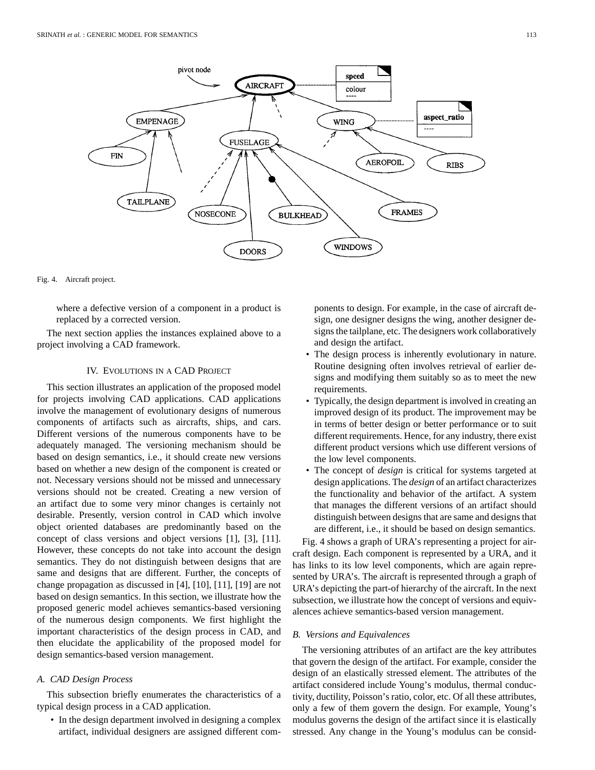Fig. 4. Aircraft project.

where a defective version of a component in a product is replaced by a corrected version.

The next section applies the instances explained above to a project involving a CAD framework.

## IV. Evolutions in a CAD Project

This section illustrates an application of the proposed model for projects involving CAD applications. CAD applications involve the management of evolutionary designs of numerous components of artifacts such as aircrafts, ships, and cars. Different versions of the numerous components have to be adequately managed. The versioning mechanism should be based on design semantics, i.e., it should create new versions based on whether a new design of the component is created or not. Necessary versions should not be missed and unnecessary versions should not be created. Creating a new version of an artifact due to some very minor changes is certainly not desirable. Presently, version control in CAD which involve object oriented databases are predominantly based on the concept of class versions and object versions [1], [3], [11]. However, these concepts do not take into account the design semantics. They do not distinguish between designs that are same and designs that are different. Further, the concepts of change propagation as discussed in [4], [10], [11], [19] are not based on design semantics. In this section, we illustrate how the proposed generic model achieves semantics-based versioning of the numerous design components. We first highlight the important characteristics of the design process in CAD, and then elucidate the applicability of the proposed model for design semantics-based version management.

### A. CAD Design Process

This subsection briefly enumerates the characteristics of a typical design process in a CAD application.

- In the design department involved in designing a complex artifact, individual designers are assigned different components to design. For example, in the case of aircraft design, one designer designs the wing, another designer designs the tailplane, etc. The designers work collaboratively and design the artifact.
- The design process is inherently evolutionary in nature. Routine designing often involves retrieval of earlier designs and modifying them suitably so as to meet the new requirements.
- Typically, the design department is involved in creating an improved design of its product. The improvement may be in terms of better design or better performance or to suit different requirements. Hence, for any industry, there exist different product versions which use different versions of the low level components.
- The concept of *design* is critical for systems targeted at design applications. The *design* of an artifact characterizes the functionality and behavior of the artifact. A system that manages the different versions of an artifact should distinguish between designs that are same and designs that are different, i.e., it should be based on design semantics.

Fig. 4 shows a graph of URA's representing a project for aircraft design. Each component is represented by a URA, and it has links to its low level components, which are again represented by URA's. The aircraft is represented through a graph of URA's depicting the part-of hierarchy of the aircraft. In the next subsection, we illustrate how the concept of versions and equivalences achieve semantics-based version management.

### B. Versions and Equivalences

The versioning attributes of an artifact are the key attributes that govern the design of the artifact. For example, consider the design of an elastically stressed element. The attributes of the artifact considered include Young's modulus, thermal conductivity, ductility, Poisson's ratio, color, etc. Of all these attributes, only a few of them govern the design. For example, Young's modulus governs the design of the artifact since it is elastically stressed. Any change in the Young's modulus can be consid-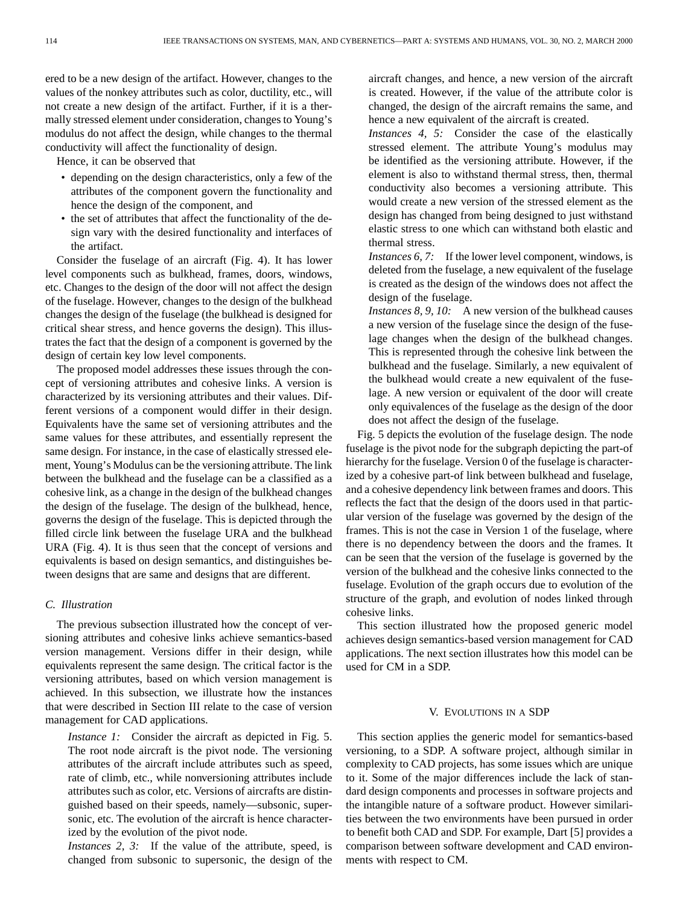ered to be a new design of the artifact. However, changes to the values of the nonkey attributes such as color, ductility, etc., will not create a new design of the artifact. Further, if it is a thermally stressed element under consideration, changes to Young's modulus do not affect the design, while changes to the thermal conductivity will affect the functionality of design.

Hence, it can be observed that

- depending on the design characteristics, only a few of the attributes of the component govern the functionality and hence the design of the component, and
- the set of attributes that affect the functionality of the design vary with the desired functionality and interfaces of the artifact.

Consider the fuselage of an aircraft (Fig. 4). It has lower level components such as bulkhead, frames, doors, windows, etc. Changes to the design of the door will not affect the design of the fuselage. However, changes to the design of the bulkhead changes the design of the fuselage (the bulkhead is designed for critical shear stress, and hence governs the design). This illustrates the fact that the design of a component is governed by the design of certain key low level components.

The proposed model addresses these issues through the concept of versioning attributes and cohesive links. A version is characterized by its versioning attributes and their values. Different versions of a component would differ in their design. Equivalents have the same set of versioning attributes and the same values for these attributes, and essentially represent the same design. For instance, in the case of elastically stressed element, Young's Modulus can be the versioning attribute. The link between the bulkhead and the fuselage can be a classified as a cohesive link, as a change in the design of the bulkhead changes the design of the fuselage. The design of the bulkhead, hence, governs the design of the fuselage. This is depicted through the filled circle link between the fuselage URA and the bulkhead URA (Fig. 4). It is thus seen that the concept of versions and equivalents is based on design semantics, and distinguishes between designs that are same and designs that are different.

### C. Illustration

The previous subsection illustrated how the concept of versioning attributes and cohesive links achieve semantics-based version management. Versions differ in their design, while equivalents represent the same design. The critical factor is the versioning attributes, based on which version management is achieved. In this subsection, we illustrate how the instances that were described in Section III relate to the case of version management for CAD applications.

*Instance 1:* Consider the aircraft as depicted in Fig. 5. The root node aircraft is the pivot node. The versioning attributes of the aircraft include attributes such as speed, rate of climb, etc., while nonversioning attributes include attributes such as color, etc. Versions of aircrafts are distinguished based on their speeds, namely—subsonic, supersonic, etc. The evolution of the aircraft is hence characterized by the evolution of the pivot node.

*Instances 2, 3:* If the value of the attribute, speed, is changed from subsonic to supersonic, the design of the aircraft changes, and hence, a new version of the aircraft is created. However, if the value of the attribute color is changed, the design of the aircraft remains the same, and hence a new equivalent of the aircraft is created.

*Instances 4, 5:* Consider the case of the elastically stressed element. The attribute Young's modulus may be identified as the versioning attribute. However, if the element is also to withstand thermal stress, then, thermal conductivity also becomes a versioning attribute. This would create a new version of the stressed element as the design has changed from being designed to just withstand elastic stress to one which can withstand both elastic and thermal stress.

*Instances 6, 7:* If the lower level component, windows, is deleted from the fuselage, a new equivalent of the fuselage is created as the design of the windows does not affect the design of the fuselage.

*Instances 8, 9, 10:* A new version of the bulkhead causes a new version of the fuselage since the design of the fuselage changes when the design of the bulkhead changes. This is represented through the cohesive link between the bulkhead and the fuselage. Similarly, a new equivalent of the bulkhead would create a new equivalent of the fuselage. A new version or equivalent of the door will create only equivalences of the fuselage as the design of the door does not affect the design of the fuselage.

Fig. 5 depicts the evolution of the fuselage design. The node fuselage is the pivot node for the subgraph depicting the part-of hierarchy for the fuselage. Version 0 of the fuselage is characterized by a cohesive part-of link between bulkhead and fuselage, and a cohesive dependency link between frames and doors. This reflects the fact that the design of the doors used in that particular version of the fuselage was governed by the design of the frames. This is not the case in Version 1 of the fuselage, where there is no dependency between the doors and the frames. It can be seen that the version of the fuselage is governed by the version of the bulkhead and the cohesive links connected to the fuselage. Evolution of the graph occurs due to evolution of the structure of the graph, and evolution of nodes linked through cohesive links.

This section illustrated how the proposed generic model achieves design semantics-based version management for CAD applications. The next section illustrates how this model can be used for CM in a SDP.

## V. Evolutions in a SDP

This section applies the generic model for semantics-based versioning, to a SDP. A software project, although similar in complexity to CAD projects, has some issues which are unique to it. Some of the major differences include the lack of standard design components and processes in software projects and the intangible nature of a software product. However similarities between the two environments have been pursued in order to benefit both CAD and SDP. For example, Dart [5] provides a comparison between software development and CAD environments with respect to CM.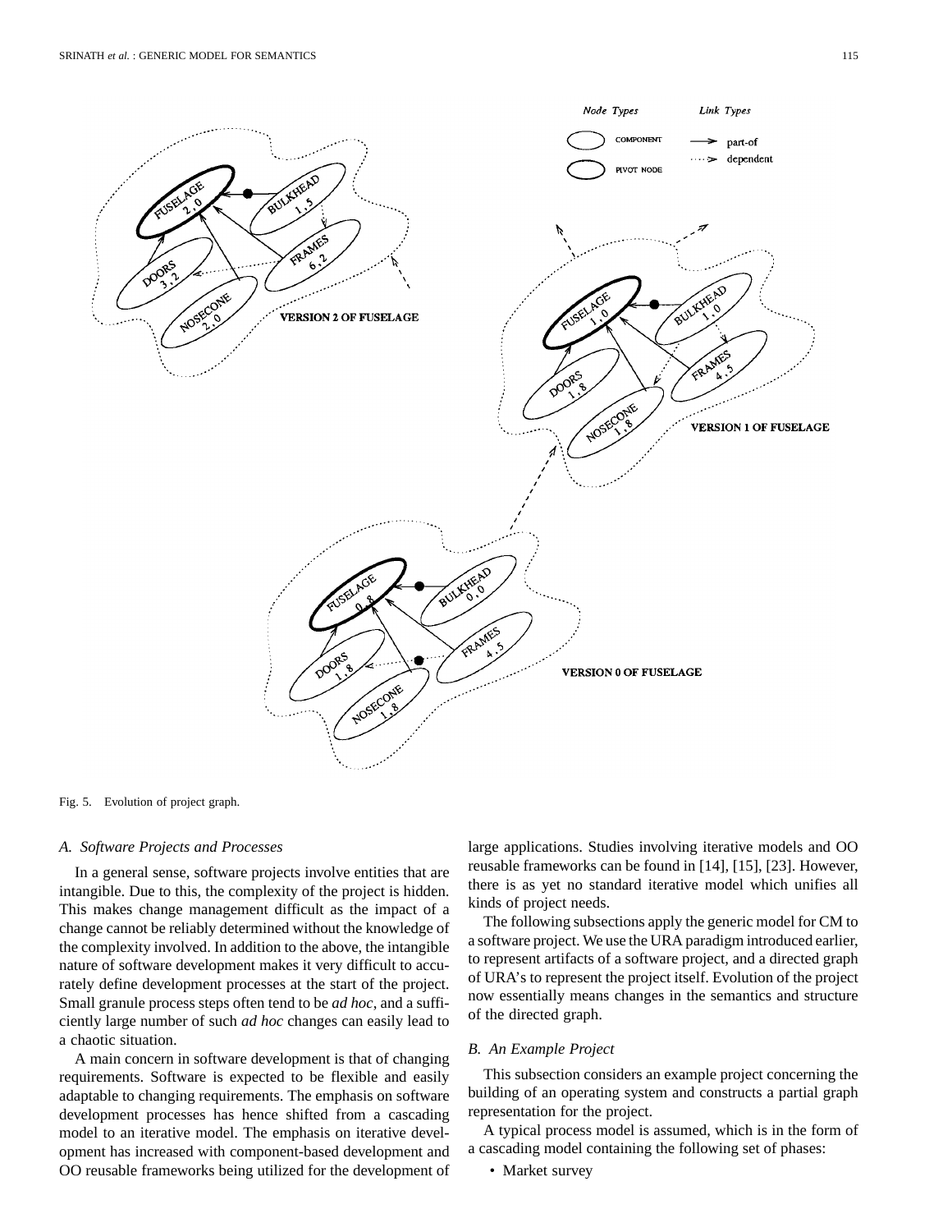Fig. 5. Evolution of project graph.

### A. Software Projects and Processes

In a general sense, software projects involve entities that are intangible. Due to this, the complexity of the project is hidden. This makes change management difficult as the impact of a change cannot be reliably determined without the knowledge of the complexity involved. In addition to the above, the intangible nature of software development makes it very difficult to accurately define development processes at the start of the project. Small granule process steps often tend to be *ad hoc*, and a sufficiently large number of such *ad hoc* changes can easily lead to a chaotic situation.

A main concern in software development is that of changing requirements. Software is expected to be flexible and easily adaptable to changing requirements. The emphasis on software development processes has hence shifted from a cascading model to an iterative model. The emphasis on iterative development has increased with component-based development and OO reusable frameworks being utilized for the development of large applications. Studies involving iterative models and OO reusable frameworks can be found in [14], [15], [23]. However, there is as yet no standard iterative model which unifies all kinds of project needs.

The following subsections apply the generic model for CM to a software project. We use the URA paradigm introduced earlier, to represent artifacts of a software project, and a directed graph of URA's to represent the project itself. Evolution of the project now essentially means changes in the semantics and structure of the directed graph.

### B. An Example Project

This subsection considers an example project concerning the building of an operating system and constructs a partial graph representation for the project.

A typical process model is assumed, which is in the form of a cascading model containing the following set of phases:

- Market survey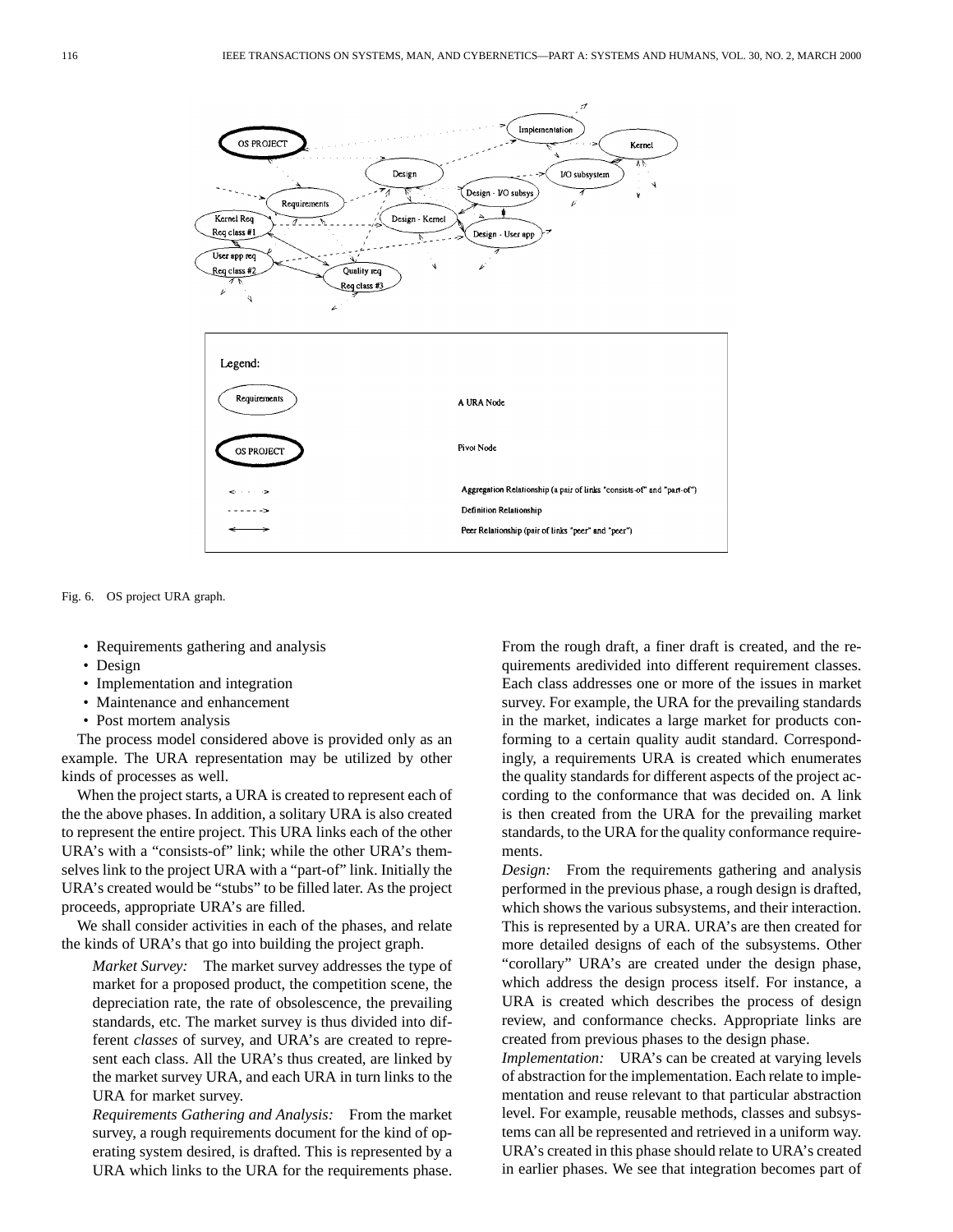Fig. 6. OS project URA graph.

- Requirements gathering and analysis
- Design
- Implementation and integration
- Maintenance and enhancement
- Post mortem analysis

The process model considered above is provided only as an example. The URA representation may be utilized by other kinds of processes as well.

When the project starts, a URA is created to represent each of the the above phases. In addition, a solitary URA is also created to represent the entire project. This URA links each of the other URA's with a "consists-of" link; while the other URA's themselves link to the project URA with a "part-of" link. Initially the URA's created would be "stubs" to be filled later. As the project proceeds, appropriate URA's are filled.

We shall consider activities in each of the phases, and relate the kinds of URA's that go into building the project graph.

*Market Survey:* The market survey addresses the type of market for a proposed product, the competition scene, the depreciation rate, the rate of obsolescence, the prevailing standards, etc. The market survey is thus divided into different *classes* of survey, and URA's are created to represent each class. All the URA's thus created, are linked by the market survey URA, and each URA in turn links to the URA for market survey.

*Requirements Gathering and Analysis:* From the market survey, a rough requirements document for the kind of operating system desired, is drafted. This is represented by a URA which links to the URA for the requirements phase. From the rough draft, a finer draft is created, and the requirements aredivided into different requirement classes. Each class addresses one or more of the issues in market survey. For example, the URA for the prevailing standards in the market, indicates a large market for products conforming to a certain quality audit standard. Correspondingly, a requirements URA is created which enumerates the quality standards for different aspects of the project according to the conformance that was decided on. A link is then created from the URA for the prevailing market standards, to the URA for the quality conformance requirements.

*Design:* From the requirements gathering and analysis performed in the previous phase, a rough design is drafted, which shows the various subsystems, and their interaction. This is represented by a URA. URA's are then created for more detailed designs of each of the subsystems. Other "corollary" URA's are created under the design phase, which address the design process itself. For instance, a URA is created which describes the process of design review, and conformance checks. Appropriate links are created from previous phases to the design phase.

*Implementation:* URA's can be created at varying levels of abstraction for the implementation. Each relate to implementation and reuse relevant to that particular abstraction level. For example, reusable methods, classes and subsystems can all be represented and retrieved in a uniform way. URA's created in this phase should relate to URA's created in earlier phases. We see that integration becomes part of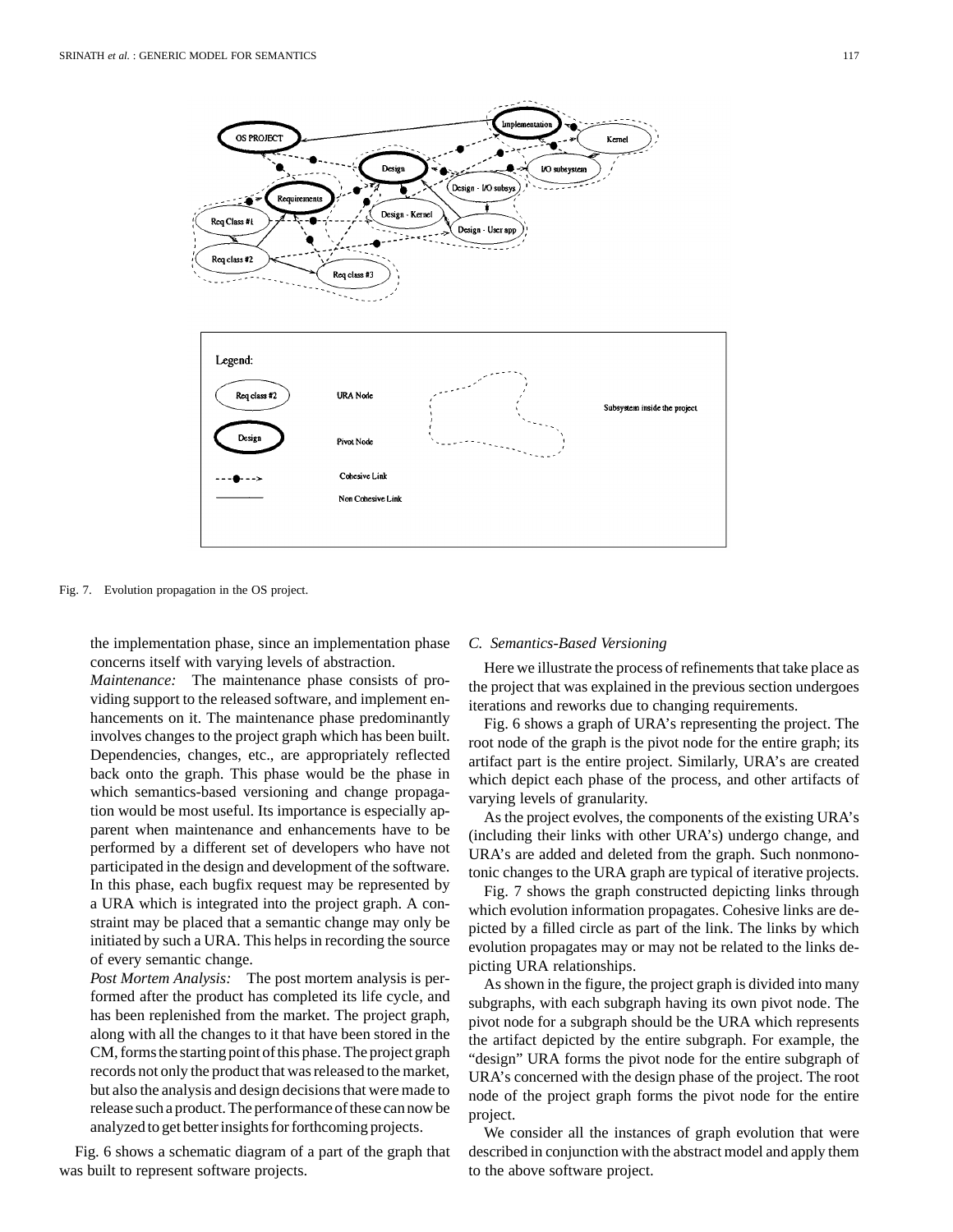Fig. 7. Evolution propagation in the OS project.

the implementation phase, since an implementation phase concerns itself with varying levels of abstraction.

*Maintenance:* The maintenance phase consists of providing support to the released software, and implement enhancements on it. The maintenance phase predominantly involves changes to the project graph which has been built. Dependencies, changes, etc., are appropriately reflected back onto the graph. This phase would be the phase in which semantics-based versioning and change propagation would be most useful. Its importance is especially apparent when maintenance and enhancements have to be performed by a different set of developers who have not participated in the design and development of the software. In this phase, each bugfix request may be represented by a URA which is integrated into the project graph. A constraint may be placed that a semantic change may only be initiated by such a URA. This helps in recording the source of every semantic change.

*Post Mortem Analysis:* The post mortem analysis is performed after the product has completed its life cycle, and has been replenished from the market. The project graph, along with all the changes to it that have been stored in the CM, forms the starting point of this phase. The project graph records not only the product that was released to the market, but also the analysis and design decisions that were made to release such a product. The performance of these can now be analyzed to get better insights for forthcoming projects.

Fig. 6 shows a schematic diagram of a part of the graph that was built to represent software projects.

### C. Semantics-Based Versioning

Here we illustrate the process of refinements that take place as the project that was explained in the previous section undergoes iterations and reworks due to changing requirements.

Fig. 6 shows a graph of URA's representing the project. The root node of the graph is the pivot node for the entire graph; its artifact part is the entire project. Similarly, URA's are created which depict each phase of the process, and other artifacts of varying levels of granularity.

As the project evolves, the components of the existing URA's (including their links with other URA's) undergo change, and URA's are added and deleted from the graph. Such nonmonotonic changes to the URA graph are typical of iterative projects.

Fig. 7 shows the graph constructed depicting links through which evolution information propagates. Cohesive links are depicted by a filled circle as part of the link. The links by which evolution propagates may or may not be related to the links depicting URA relationships.

As shown in the figure, the project graph is divided into many subgraphs, with each subgraph having its own pivot node. The pivot node for a subgraph should be the URA which represents the artifact depicted by the entire subgraph. For example, the "design" URA forms the pivot node for the entire subgraph of URA's concerned with the design phase of the project. The root node of the project graph forms the pivot node for the entire project.

We consider all the instances of graph evolution that were described in conjunction with the abstract model and apply them to the above software project.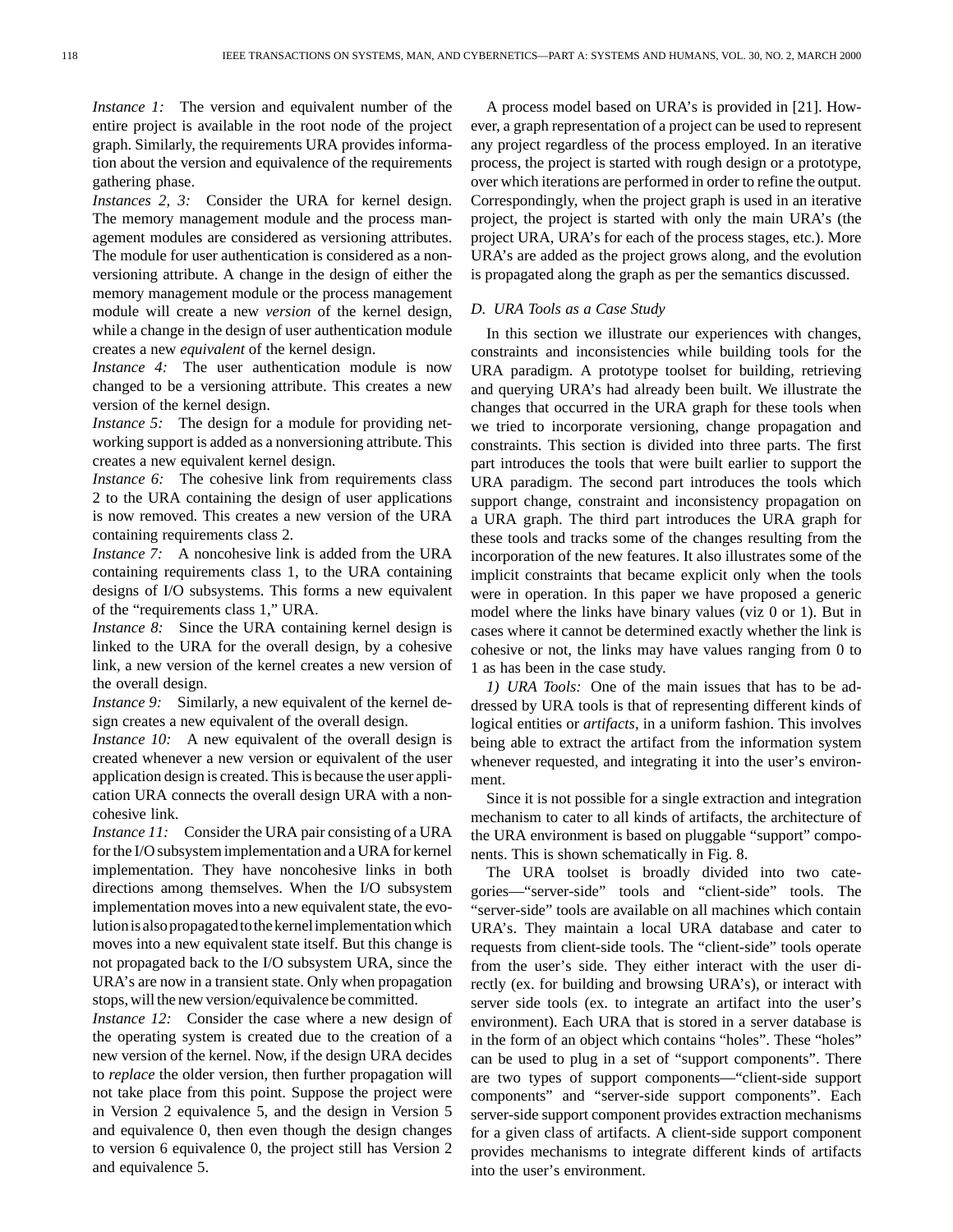*Instance 1:* The version and equivalent number of the entire project is available in the root node of the project graph. Similarly, the requirements URA provides information about the version and equivalence of the requirements gathering phase.

*Instances 2, 3:* Consider the URA for kernel design. The memory management module and the process management modules are considered as versioning attributes. The module for user authentication is considered as a nonversioning attribute. A change in the design of either the memory management module or the process management module will create a new *version* of the kernel design, while a change in the design of user authentication module creates a new *equivalent* of the kernel design.

*Instance 4:* The user authentication module is now changed to be a versioning attribute. This creates a new version of the kernel design.

*Instance 5:* The design for a module for providing networking support is added as a nonversioning attribute. This creates a new equivalent kernel design.

*Instance 6:* The cohesive link from requirements class 2 to the URA containing the design of user applications is now removed. This creates a new version of the URA containing requirements class 2.

*Instance 7:* A noncohesive link is added from the URA containing requirements class 1, to the URA containing designs of I/O subsystems. This forms a new equivalent of the "requirements class 1," URA.

*Instance 8:* Since the URA containing kernel design is linked to the URA for the overall design, by a cohesive link, a new version of the kernel creates a new version of the overall design.

*Instance 9:* Similarly, a new equivalent of the kernel design creates a new equivalent of the overall design.

*Instance 10:* A new equivalent of the overall design is created whenever a new version or equivalent of the user application design is created. This is because the user application URA connects the overall design URA with a noncohesive link.

*Instance 11:* Consider the URA pair consisting of a URA for the I/O subsystem implementation and a URA for kernel implementation. They have noncohesive links in both directions among themselves. When the I/O subsystem implementation moves into a new equivalent state, the evolution is also propagated to the kernel implementation which moves into a new equivalent state itself. But this change is not propagated back to the I/O subsystem URA, since the URA's are now in a transient state. Only when propagation stops, will the new version/equivalence be committed.

*Instance 12:* Consider the case where a new design of the operating system is created due to the creation of a new version of the kernel. Now, if the design URA decides to *replace* the older version, then further propagation will not take place from this point. Suppose the project were in Version 2 equivalence 5, and the design in Version 5 and equivalence 0, then even though the design changes to version 6 equivalence 0, the project still has Version 2 and equivalence 5.

A process model based on URA's is provided in [21]. However, a graph representation of a project can be used to represent any project regardless of the process employed. In an iterative process, the project is started with rough design or a prototype, over which iterations are performed in order to refine the output. Correspondingly, when the project graph is used in an iterative project, the project is started with only the main URA's (the project URA, URA's for each of the process stages, etc.). More URA's are added as the project grows along, and the evolution is propagated along the graph as per the semantics discussed.

### D. URA Tools as a Case Study

In this section we illustrate our experiences with changes, constraints and inconsistencies while building tools for the URA paradigm. A prototype toolset for building, retrieving and querying URA's had already been built. We illustrate the changes that occurred in the URA graph for these tools when we tried to incorporate versioning, change propagation and constraints. This section is divided into three parts. The first part introduces the tools that were built earlier to support the URA paradigm. The second part introduces the tools which support change, constraint and inconsistency propagation on a URA graph. The third part introduces the URA graph for these tools and tracks some of the changes resulting from the incorporation of the new features. It also illustrates some of the implicit constraints that became explicit only when the tools were in operation. In this paper we have proposed a generic model where the links have binary values (viz 0 or 1). But in cases where it cannot be determined exactly whether the link is cohesive or not, the links may have values ranging from 0 to 1 as has been in the case study.

*1) URA Tools:* One of the main issues that has to be addressed by URA tools is that of representing different kinds of logical entities or *artifacts*, in a uniform fashion. This involves being able to extract the artifact from the information system whenever requested, and integrating it into the user's environment.

Since it is not possible for a single extraction and integration mechanism to cater to all kinds of artifacts, the architecture of the URA environment is based on pluggable "support" components. This is shown schematically in Fig. 8.

The URA toolset is broadly divided into two categories—"server-side" tools and "client-side" tools. The "server-side" tools are available on all machines which contain URA's. They maintain a local URA database and cater to requests from client-side tools. The "client-side" tools operate from the user's side. They either interact with the user directly (ex. for building and browsing URA's), or interact with server side tools (ex. to integrate an artifact into the user's environment). Each URA that is stored in a server database is in the form of an object which contains "holes". These "holes" can be used to plug in a set of "support components". There are two types of support components—"client-side support components" and "server-side support components". Each server-side support component provides extraction mechanisms for a given class of artifacts. A client-side support component provides mechanisms to integrate different kinds of artifacts into the user's environment.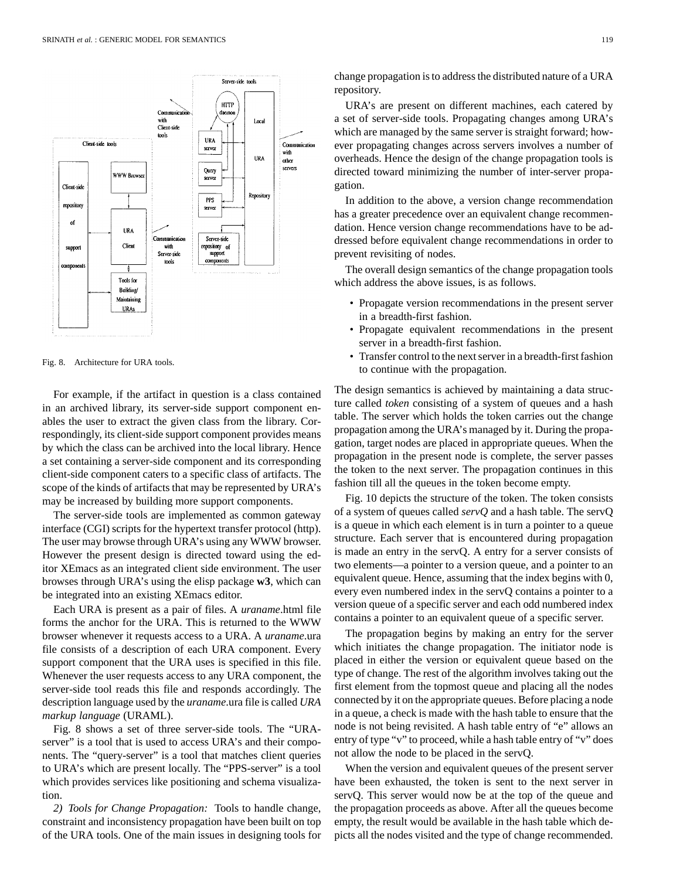Fig. 8. Architecture for URA tools.

For example, if the artifact in question is a class contained in an archived library, its server-side support component enables the user to extract the given class from the library. Correspondingly, its client-side support component provides means by which the class can be archived into the local library. Hence a set containing a server-side component and its corresponding client-side component caters to a specific class of artifacts. The scope of the kinds of artifacts that may be represented by URA's may be increased by building more support components.

The server-side tools are implemented as common gateway interface (CGI) scripts for the hypertext transfer protocol (http). The user may browse through URA's using any WWW browser. However the present design is directed toward using the editor XEmacs as an integrated client side environment. The user browses through URA's using the elisp package **w3**, which can be integrated into an existing XEmacs editor.

Each URA is present as a pair of files. A *uraname*.html file forms the anchor for the URA. This is returned to the WWW browser whenever it requests access to a URA. A *uraname*.ura file consists of a description of each URA component. Every support component that the URA uses is specified in this file. Whenever the user requests access to any URA component, the server-side tool reads this file and responds accordingly. The description language used by the *uraname*.ura file is called *URA markup language* (URAML).

Fig. 8 shows a set of three server-side tools. The "URA-server" is a tool that is used to access URA's and their components. The "query-server" is a tool that matches client queries to URA's which are present locally. The "PPS-server" is a tool which provides services like positioning and schema visualization.

*2) Tools for Change Propagation:* Tools to handle change, constraint and inconsistency propagation have been built on top of the URA tools. One of the main issues in designing tools for change propagation is to address the distributed nature of a URA repository.

URA's are present on different machines, each catered by a set of server-side tools. Propagating changes among URA's which are managed by the same server is straight forward; however propagating changes across servers involves a number of overheads. Hence the design of the change propagation tools is directed toward minimizing the number of inter-server propagation.

In addition to the above, a version change recommendation has a greater precedence over an equivalent change recommendation. Hence version change recommendations have to be addressed before equivalent change recommendations in order to prevent revisiting of nodes.

The overall design semantics of the change propagation tools which address the above issues, is as follows.

- Propagate version recommendations in the present server in a breadth-first fashion.
- Propagate equivalent recommendations in the present server in a breadth-first fashion.
- Transfer control to the next server in a breadth-first fashion to continue with the propagation.

The design semantics is achieved by maintaining a data structure called *token* consisting of a system of queues and a hash table. The server which holds the token carries out the change propagation among the URA's managed by it. During the propagation, target nodes are placed in appropriate queues. When the propagation in the present node is complete, the server passes the token to the next server. The propagation continues in this fashion till all the queues in the token become empty.

Fig. 10 depicts the structure of the token. The token consists of a system of queues called *servQ* and a hash table. The servQ is a queue in which each element is in turn a pointer to a queue structure. Each server that is encountered during propagation is made an entry in the servQ. A entry for a server consists of two elements—a pointer to a version queue, and a pointer to an equivalent queue. Hence, assuming that the index begins with 0, every even numbered index in the servQ contains a pointer to a version queue of a specific server and each odd numbered index contains a pointer to an equivalent queue of a specific server.

The propagation begins by making an entry for the server which initiates the change propagation. The initiator node is placed in either the version or equivalent queue based on the type of change. The rest of the algorithm involves taking out the first element from the topmost queue and placing all the nodes connected by it on the appropriate queues. Before placing a node in a queue, a check is made with the hash table to ensure that the node is not being revisited. A hash table entry of "e" allows an entry of type "v" to proceed, while a hash table entry of "v" does not allow the node to be placed in the servQ.

When the version and equivalent queues of the present server have been exhausted, the token is sent to the next server in servQ. This server would now be at the top of the queue and the propagation proceeds as above. After all the queues become empty, the result would be available in the hash table which depicts all the nodes visited and the type of change recommended.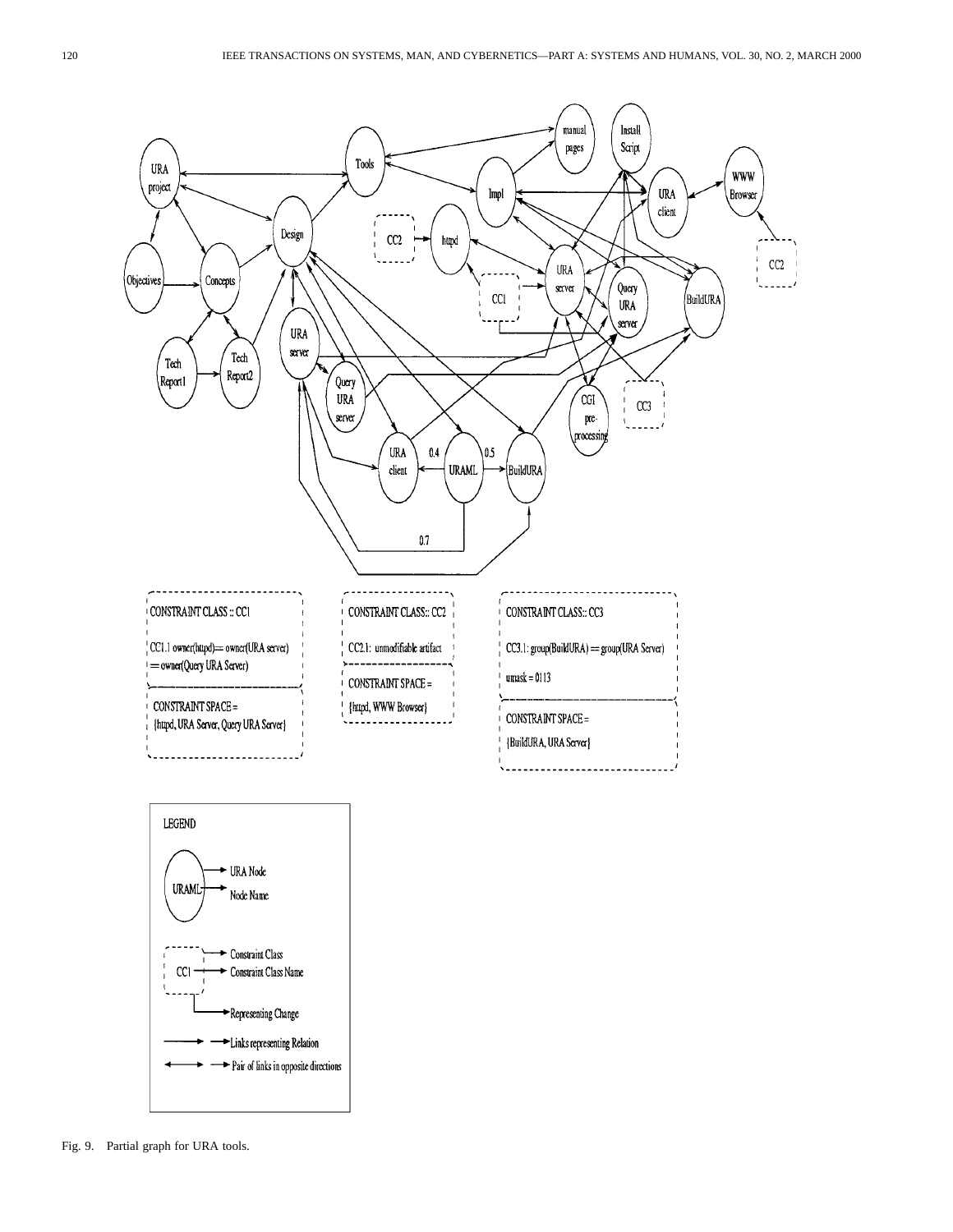CONSTRAINT CLASS :: CC1

CC1.1 owner(httpd)== owner(URA server) == owner(Query URA Server)

CONSTRAINT SPACE = {httpd, URA Server, Query URA Server}

CONSTRAINT CLASS:: CC2

CC2.1: unmodifiable artifact

CONSTRAINT SPACE = {httpd, WWW Browser}

CONSTRAINT CLASS:: CC3

CC3.1: group(BuildURA) == group(URA Server)

umask = 0113

CONSTRAINT SPACE = {BuildURA, URA Server}

LEGEND

URA Node

Node Name

Constraint Class

Constraint Class Name

Representing Change

Links representing Relation

Pair of links in opposite directions

Fig. 9. Partial graph for URA tools.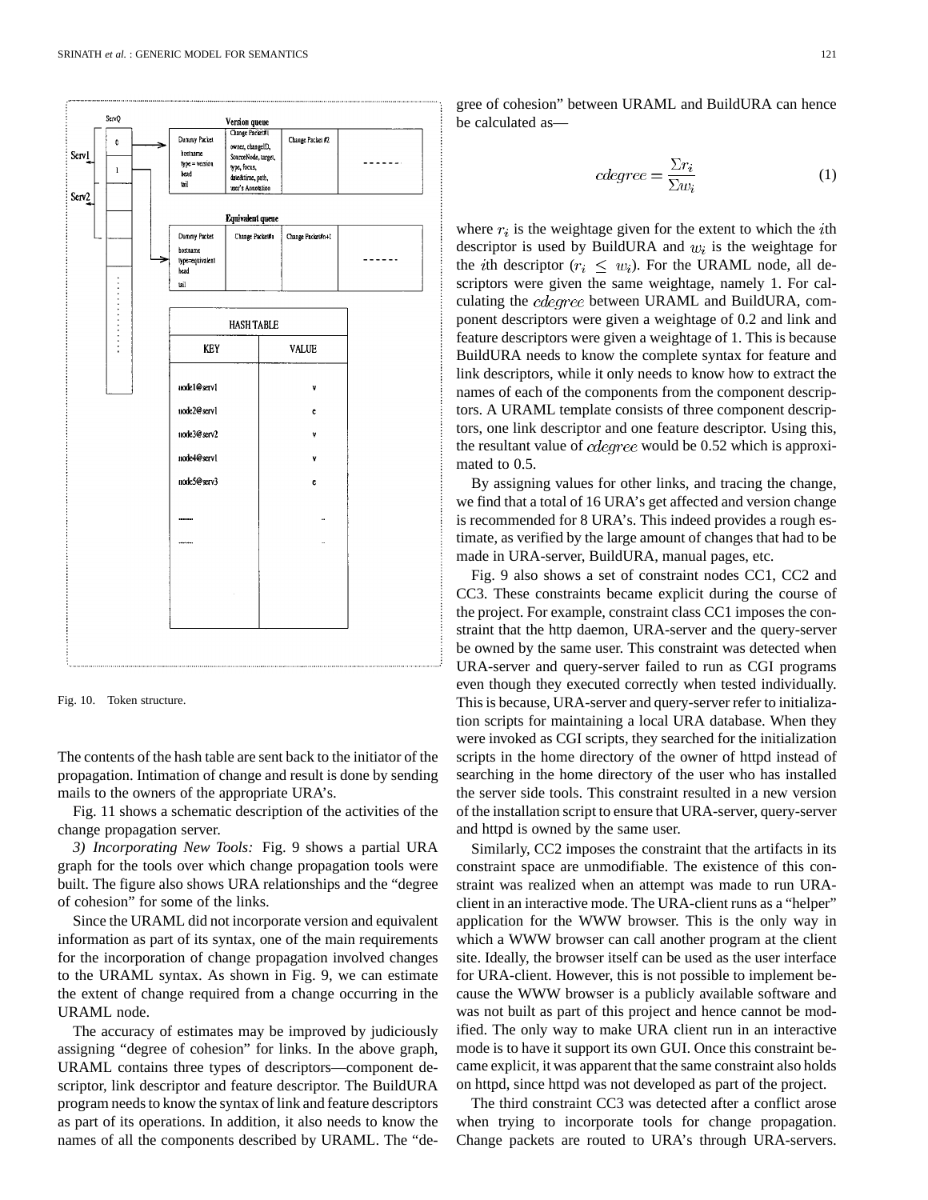Fig. 10. Token structure.

The contents of the hash table are sent back to the initiator of the propagation. Intimation of change and result is done by sending mails to the owners of the appropriate URA's.

Fig. 11 shows a schematic description of the activities of the change propagation server.

*3) Incorporating New Tools:* Fig. 9 shows a partial URA graph for the tools over which change propagation tools were built. The figure also shows URA relationships and the "degree of cohesion" for some of the links.

Since the URAML did not incorporate version and equivalent information as part of its syntax, one of the main requirements for the incorporation of change propagation involved changes to the URAML syntax. As shown in Fig. 9, we can estimate the extent of change required from a change occurring in the URAML node.

The accuracy of estimates may be improved by judiciously assigning "degree of cohesion" for links. In the above graph, URAML contains three types of descriptors—component descriptor, link descriptor and feature descriptor. The BuildURA program needs to know the syntax of link and feature descriptors as part of its operations. In addition, it also needs to know the names of all the components described by URAML. The "degree of cohesion" between URAML and BuildURA can hence be calculated as—

$$cdegree = \frac{\Sigma r_i}{\Sigma w_i} \tag{1}$$

where $r_i$ is the weightage given for the extent to which the $i$th descriptor is used by BuildURA and $w_i$ is the weightage for the $i$th descriptor ($r_i \leq w_i$). For the URAML node, all descriptors were given the same weightage, namely 1. For calculating the $cdegree$ between URAML and BuildURA, component descriptors were given a weightage of 0.2 and link and feature descriptors were given a weightage of 1. This is because BuildURA needs to know the complete syntax for feature and link descriptors, while it only needs to know how to extract the names of each of the components from the component descriptors. A URAML template consists of three component descriptors, one link descriptor and one feature descriptor. Using this, the resultant value of $cdegree$ would be 0.52 which is approximated to 0.5.

By assigning values for other links, and tracing the change, we find that a total of 16 URA's get affected and version change is recommended for 8 URA's. This indeed provides a rough estimate, as verified by the large amount of changes that had to be made in URA-server, BuildURA, manual pages, etc.

Fig. 9 also shows a set of constraint nodes CC1, CC2 and CC3. These constraints became explicit during the course of the project. For example, constraint class CC1 imposes the constraint that the http daemon, URA-server and the query-server be owned by the same user. This constraint was detected when URA-server and query-server failed to run as CGI programs even though they executed correctly when tested individually. This is because, URA-server and query-server refer to initialization scripts for maintaining a local URA database. When they were invoked as CGI scripts, they searched for the initialization scripts in the home directory of the owner of httpd instead of searching in the home directory of the user who has installed the server side tools. This constraint resulted in a new version of the installation script to ensure that URA-server, query-server and httpd is owned by the same user.

Similarly, CC2 imposes the constraint that the artifacts in its constraint space are unmodifiable. The existence of this constraint was realized when an attempt was made to run URA-client in an interactive mode. The URA-client runs as a "helper" application for the WWW browser. This is the only way in which a WWW browser can call another program at the client site. Ideally, the browser itself can be used as the user interface for URA-client. However, this is not possible to implement because the WWW browser is a publicly available software and was not built as part of this project and hence cannot be modified. The only way to make URA client run in an interactive mode is to have it support its own GUI. Once this constraint became explicit, it was apparent that the same constraint also holds on httpd, since httpd was not developed as part of the project.

The third constraint CC3 was detected after a conflict arose when trying to incorporate tools for change propagation. Change packets are routed to URA's through URA-servers.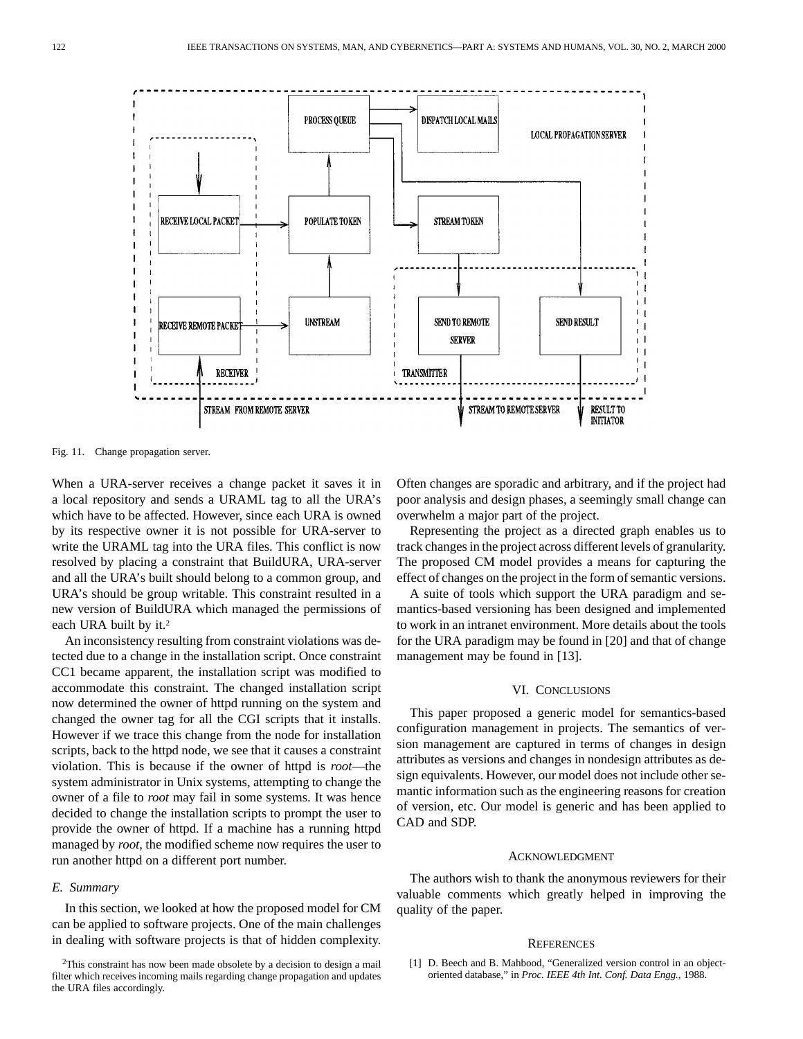PROCESS QUEUE

DISPATCH LOCAL MAILS

LOCAL PROPAGATION SERVER

RECEIVE LOCAL PACKET

POPULATE TOKEN

STREAM TOKEN

RECEIVE REMOTE PACKET

UNSTREAM

SEND TO REMOTE SERVER

SEND RESULT

RECEIVER

TRANSMITTER

STREAM FROM REMOTE SERVER

STREAM TO REMOTE SERVER

RESULT TO INITIATOR

Fig. 11. Change propagation server.

When a URA-server receives a change packet it saves it in a local repository and sends a URAML tag to all the URA's which have to be affected. However, since each URA is owned by its respective owner it is not possible for URA-server to write the URAML tag into the URA files. This conflict is now resolved by placing a constraint that BuildURA, URA-server and all the URA's built should belong to a common group, and URA's should be group writable. This constraint resulted in a new version of BuildURA which managed the permissions of each URA built by it.[2]

An inconsistency resulting from constraint violations was detected due to a change in the installation script. Once constraint CC1 became apparent, the installation script was modified to accommodate this constraint. The changed installation script now determined the owner of httpd running on the system and changed the owner tag for all the CGI scripts that it installs. However if we trace this change from the node for installation scripts, back to the httpd node, we see that it causes a constraint violation. This is because if the owner of httpd is *root*—the system administrator in Unix systems, attempting to change the owner of a file to *root* may fail in some systems. It was hence decided to change the installation scripts to prompt the user to provide the owner of httpd. If a machine has a running httpd managed by *root*, the modified scheme now requires the user to run another httpd on a different port number.

### *E. Summary*

In this section, we looked at how the proposed model for CM can be applied to software projects. One of the main challenges in dealing with software projects is that of hidden complexity. Often changes are sporadic and arbitrary, and if the project had poor analysis and design phases, a seemingly small change can overwhelm a major part of the project.

Representing the project as a directed graph enables us to track changes in the project across different levels of granularity. The proposed CM model provides a means for capturing the effect of changes on the project in the form of semantic versions.

A suite of tools which support the URA paradigm and semantics-based versioning has been designed and implemented to work in an intranet environment. More details about the tools for the URA paradigm may be found in [20] and that of change management may be found in [13].

[2]This constraint has now been made obsolete by a decision to design a mail filter which receives incoming mails regarding change propagation and updates the URA files accordingly.

## VI. Conclusions

This paper proposed a generic model for semantics-based configuration management in projects. The semantics of version management are captured in terms of changes in design attributes as versions and changes in nondesign attributes as design equivalents. However, our model does not include other semantic information such as the engineering reasons for creation of version, etc. Our model is generic and has been applied to CAD and SDP.

## Acknowledgment

The authors wish to thank the anonymous reviewers for their valuable comments which greatly helped in improving the quality of the paper.

## References

[1] D. Beech and B. Mahbood, "Generalized version control in an object-oriented database," in *Proc. IEEE 4th Int. Conf. Data Engg.*, 1988.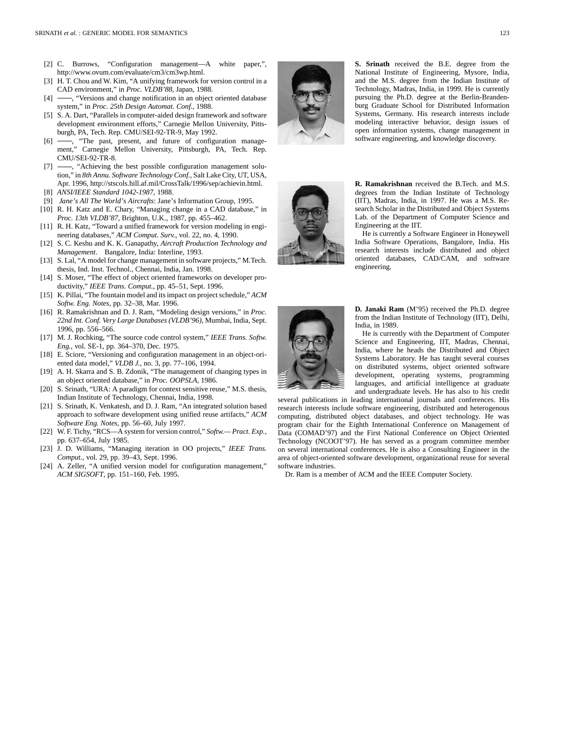[2] C. Burrows, "Configuration management—A white paper,", http://www.ovum.com/evaluate/cm3/cm3wp.html.

[3] H. T. Chou and W. Kim, "A unifying framework for version control in a CAD environment," in *Proc. VLDB'88*, Japan, 1988.

[4] ——, "Versions and change notification in an object oriented database system," in *Proc. 25th Design Automat. Conf.*, 1988.

[5] S. A. Dart, "Parallels in computer-aided design framework and software development environment efforts," Carnegie Mellon University, Pittsburgh, PA, Tech. Rep. CMU/SEI-92-TR-9, May 1992.

[6] ——, "The past, present, and future of configuration management," Carnegie Mellon University, Pittsburgh, PA, Tech. Rep. CMU/SEI-92-TR-8.

[7] ——, "Achieving the best possible configuration management solution," in *8th Annu. Software Technology Conf.*, Salt Lake City, UT, USA, Apr. 1996, http://stscols.hill.af.mil/CrossTalk/1996/sep/achievin.html.

[8] *ANSI/IEEE Standard 1042-1987*, 1988.

[9] *Jane's All The World's Aircrafts*: Jane's Information Group, 1995.

[10] R. H. Katz and E. Chary, "Managing change in a CAD database," in *Proc. 13th VLDB'87*, Brighton, U.K., 1987, pp. 455–462.

[11] R. H. Katz, "Toward a unified framework for version modeling in engineering databases," *ACM Comput. Surv.*, vol. 22, no. 4, 1990.

[12] S. C. Keshu and K. K. Ganapathy, *Aircraft Production Technology and Management*. Bangalore, India: Interline, 1993.

[13] S. Lal, "A model for change management in software projects," M.Tech. thesis, Ind. Inst. Technol., Chennai, India, Jan. 1998.

[14] S. Moser, "The effect of object oriented frameworks on developer productivity," *IEEE Trans. Comput.*, pp. 45–51, Sept. 1996.

[15] K. Pillai, "The fountain model and its impact on project schedule," *ACM Softw. Eng. Notes*, pp. 32–38, Mar. 1996.

[16] R. Ramakrishnan and D. J. Ram, "Modeling design versions," in *Proc. 22nd Int. Conf. Very Large Databases (VLDB'96)*, Mumbai, India, Sept. 1996, pp. 556–566.

[17] M. J. Rochking, "The source code control system," *IEEE Trans. Softw. Eng.*, vol. SE-1, pp. 364–370, Dec. 1975.

[18] E. Sciore, "Versioning and configuration management in an object-oriented data model," *VLDB J.*, no. 3, pp. 77–106, 1994.

[19] A. H. Skarra and S. B. Zdonik, "The management of changing types in an object oriented database," in *Proc. OOPSLA*, 1986.

[20] S. Srinath, "URA: A paradigm for context sensitive reuse," M.S. thesis, Indian Institute of Technology, Chennai, India, 1998.

[21] S. Srinath, K. Venkatesh, and D. J. Ram, "An integrated solution based approach to software development using unified reuse artifacts," *ACM Software Eng. Notes*, pp. 56–60, July 1997.

[22] W. F. Tichy, "RCS—A system for version control," *Softw.— Pract. Exp.*, pp. 637–654, July 1985.

[23] J. D. Williams, "Managing iteration in OO projects," *IEEE Trans. Comput.*, vol. 29, pp. 39–43, Sept. 1996.

[24] A. Zeller, "A unified version model for configuration management," *ACM SIGSOFT*, pp. 151–160, Feb. 1995.

**S. Srinath** received the B.E. degree from the National Institute of Engineering, Mysore, India, and the M.S. degree from the Indian Institute of Technology, Madras, India, in 1999. He is currently pursuing the Ph.D. degree at the Berlin-Brandenburg Graduate School for Distributed Information Systems, Germany. His research interests include modeling interactive behavior, design issues of open information systems, change management in software engineering, and knowledge discovery.

**R. Ramakrishnan** received the B.Tech. and M.S. degrees from the Indian Institute of Technology (IIT), Madras, India, in 1997. He was a M.S. Research Scholar in the Distributed and Object Systems Lab. of the Department of Computer Science and Engineering at the IIT.

He is currently a Software Engineer in Honeywell India Software Operations, Bangalore, India. His research interests include distributed and object oriented databases, CAD/CAM, and software engineering.

**D. Janaki Ram** (M'95) received the Ph.D. degree from the Indian Institute of Technology (IIT), Delhi, India, in 1989.

He is currently with the Department of Computer Science and Engineering, IIT, Madras, Chennai, India, where he heads the Distributed and Object Systems Laboratory. He has taught several courses on distributed systems, object oriented software development, operating systems, programming languages, and artificial intelligence at graduate and undergraduate levels. He has also to his credit several publications in leading international journals and conferences. His research interests include software engineering, distributed and heterogenous computing, distributed object databases, and object technology. He was program chair for the Eighth International Conference on Management of Data (COMAD'97) and the First National Conference on Object Oriented Technology (NCOOT'97). He has served as a program committee member on several international conferences. He is also a Consulting Engineer in the area of object-oriented software development, organizational reuse for several software industries.

Dr. Ram is a member of ACM and the IEEE Computer Society.